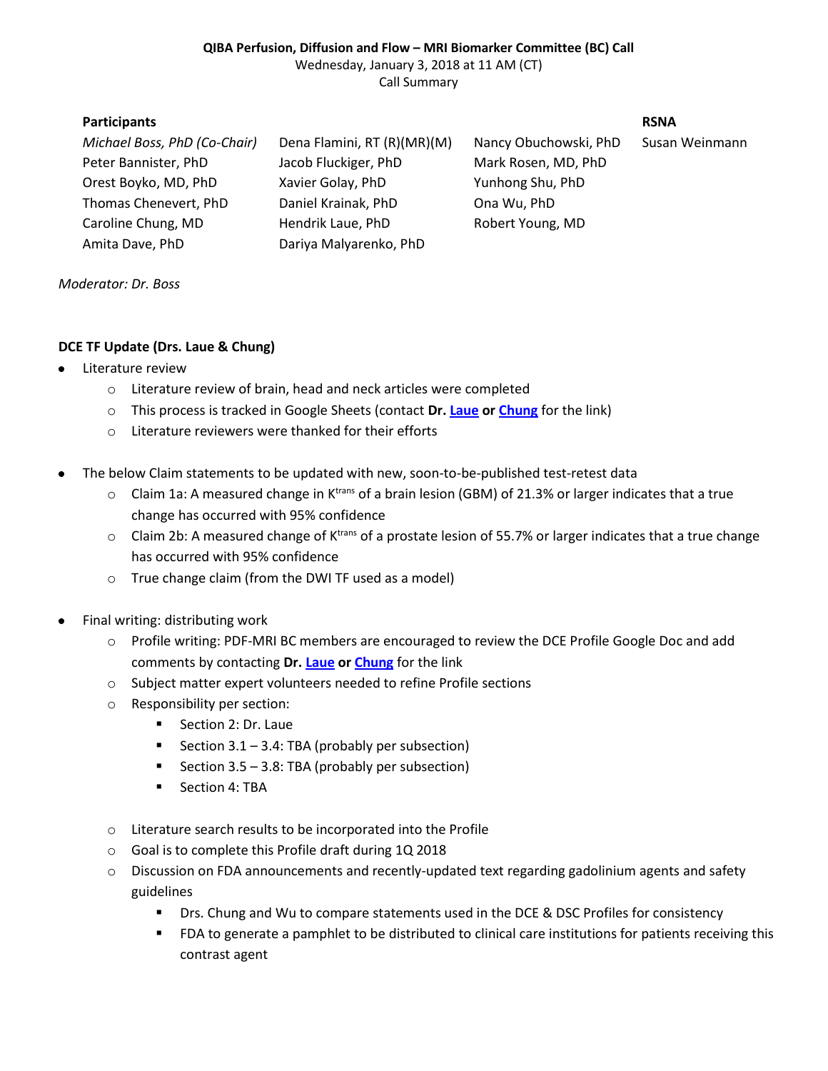**QIBA Perfusion, Diffusion and Flow – MRI Biomarker Committee (BC) Call**

Wednesday, January 3, 2018 at 11 AM (CT)

Call Summary

| Participants | | | RSNA |
| --- | --- | --- | --- |
| *Michael Boss, PhD (Co-Chair)* | Dena Flamini, RT (R)(MR)(M) | Nancy Obuchowski, PhD | Susan Weinmann |
| Peter Bannister, PhD | Jacob Fluckiger, PhD | Mark Rosen, MD, PhD | |
| Orest Boyko, MD, PhD | Xavier Golay, PhD | Yunhong Shu, PhD | |
| Thomas Chenevert, PhD | Daniel Krainak, PhD | Ona Wu, PhD | |
| Caroline Chung, MD | Hendrik Laue, PhD | Robert Young, MD | |
| Amita Dave, PhD | Dariya Malyarenko, PhD | | |

*Moderator: Dr. Boss*

**DCE TF Update (Drs. Laue & Chung)**

- Literature review
  - Literature review of brain, head and neck articles were completed
  - This process is tracked in Google Sheets (contact **Dr. Laue or Chung** for the link)
  - Literature reviewers were thanked for their efforts
- The below Claim statements to be updated with new, soon-to-be-published test-retest data
  - Claim 1a: A measured change in $K^{trans}$ of a brain lesion (GBM) of 21.3% or larger indicates that a true change has occurred with 95% confidence
  - Claim 2b: A measured change of $K^{trans}$ of a prostate lesion of 55.7% or larger indicates that a true change has occurred with 95% confidence
  - True change claim (from the DWI TF used as a model)
- Final writing: distributing work
  - Profile writing: PDF-MRI BC members are encouraged to review the DCE Profile Google Doc and add comments by contacting **Dr. Laue or Chung** for the link
  - Subject matter expert volunteers needed to refine Profile sections
  - Responsibility per section:
    - Section 2: Dr. Laue
    - Section 3.1 – 3.4: TBA (probably per subsection)
    - Section 3.5 – 3.8: TBA (probably per subsection)
    - Section 4: TBA
  - Literature search results to be incorporated into the Profile
  - Goal is to complete this Profile draft during 1Q 2018
  - Discussion on FDA announcements and recently-updated text regarding gadolinium agents and safety guidelines
    - Drs. Chung and Wu to compare statements used in the DCE & DSC Profiles for consistency
    - FDA to generate a pamphlet to be distributed to clinical care institutions for patients receiving this contrast agent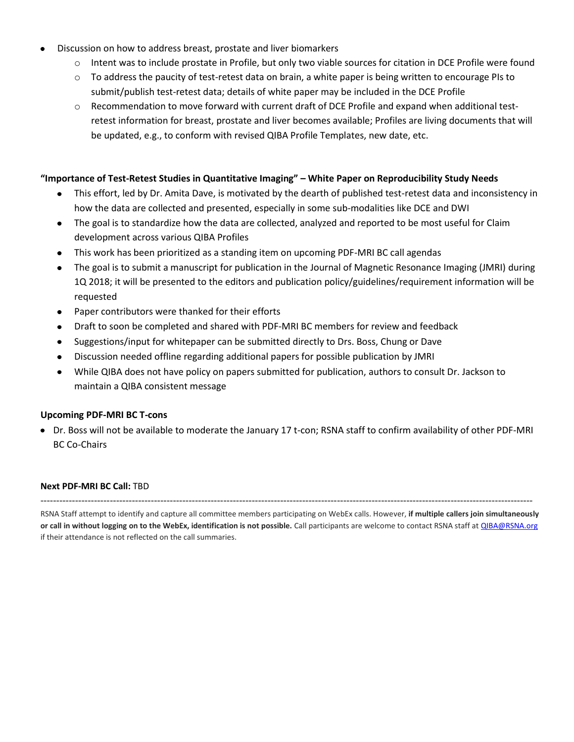- Discussion on how to address breast, prostate and liver biomarkers
  - Intent was to include prostate in Profile, but only two viable sources for citation in DCE Profile were found
  - To address the paucity of test-retest data on brain, a white paper is being written to encourage PIs to submit/publish test-retest data; details of white paper may be included in the DCE Profile
  - Recommendation to move forward with current draft of DCE Profile and expand when additional test-retest information for breast, prostate and liver becomes available; Profiles are living documents that will be updated, e.g., to conform with revised QIBA Profile Templates, new date, etc.

**"Importance of Test-Retest Studies in Quantitative Imaging" – White Paper on Reproducibility Study Needs**

- This effort, led by Dr. Amita Dave, is motivated by the dearth of published test-retest data and inconsistency in how the data are collected and presented, especially in some sub-modalities like DCE and DWI
- The goal is to standardize how the data are collected, analyzed and reported to be most useful for Claim development across various QIBA Profiles
- This work has been prioritized as a standing item on upcoming PDF-MRI BC call agendas
- The goal is to submit a manuscript for publication in the Journal of Magnetic Resonance Imaging (JMRI) during 1Q 2018; it will be presented to the editors and publication policy/guidelines/requirement information will be requested
- Paper contributors were thanked for their efforts
- Draft to soon be completed and shared with PDF-MRI BC members for review and feedback
- Suggestions/input for whitepaper can be submitted directly to Drs. Boss, Chung or Dave
- Discussion needed offline regarding additional papers for possible publication by JMRI
- While QIBA does not have policy on papers submitted for publication, authors to consult Dr. Jackson to maintain a QIBA consistent message

**Upcoming PDF-MRI BC T-cons**

- Dr. Boss will not be available to moderate the January 17 t-con; RSNA staff to confirm availability of other PDF-MRI BC Co-Chairs

**Next PDF-MRI BC Call:** TBD

---

RSNA Staff attempt to identify and capture all committee members participating on WebEx calls. However, **if multiple callers join simultaneously or call in without logging on to the WebEx, identification is not possible.** Call participants are welcome to contact RSNA staff at QIBA@RSNA.org if their attendance is not reflected on the call summaries.